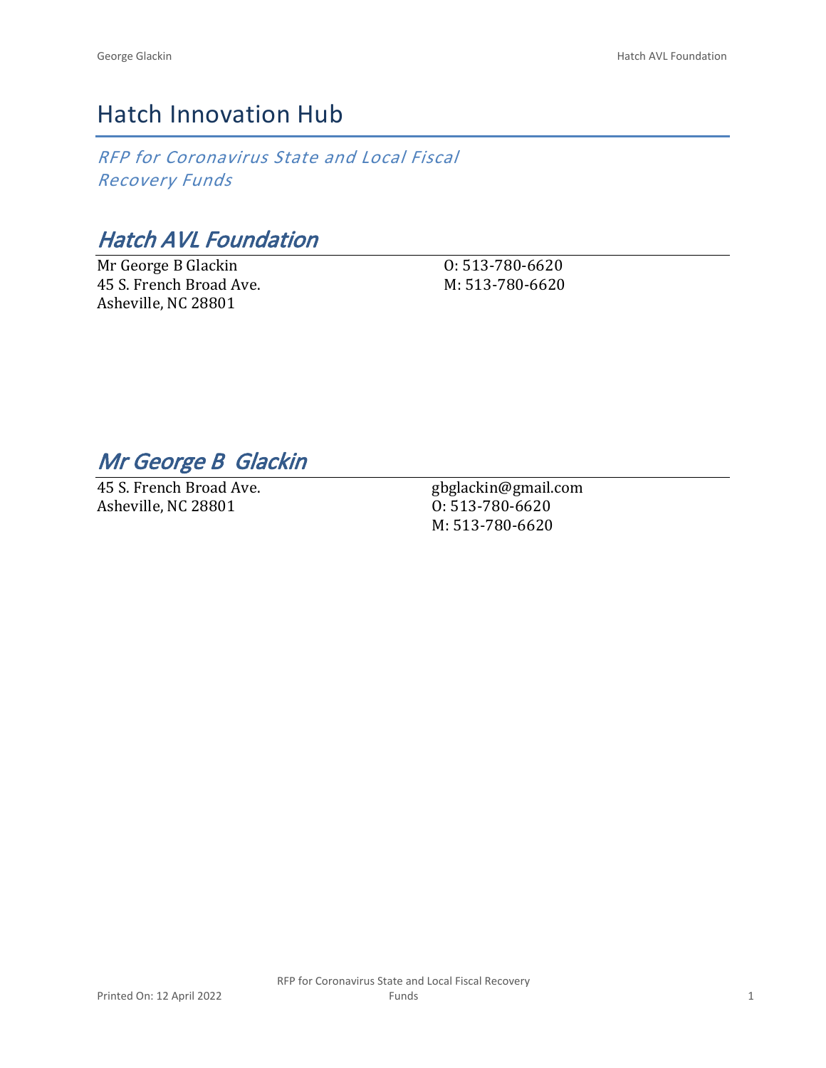# Hatch Innovation Hub

*RFP for Coronavirus State and Local Fiscal Recovery Funds*

## *Hatch AVL Foundation*

Mr George B Glackin
45 S. French Broad Ave.
Asheville, NC 28801

O: 513-780-6620
M: 513-780-6620

## *Mr George B Glackin*

45 S. French Broad Ave.
Asheville, NC 28801

gbglackin@gmail.com
O: 513-780-6620
M: 513-780-6620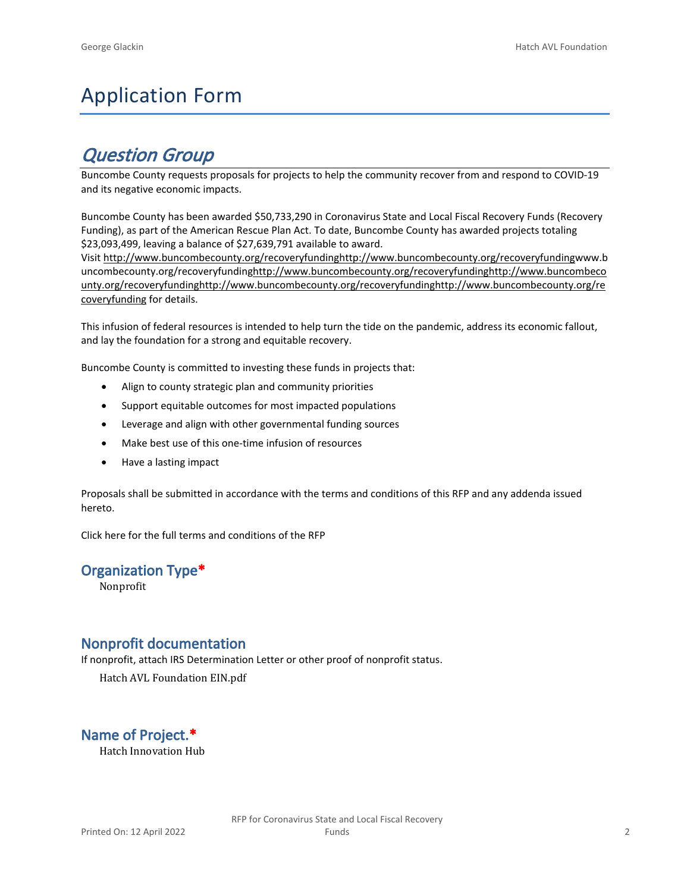# Application Form

## *Question Group*

Buncombe County requests proposals for projects to help the community recover from and respond to COVID-19 and its negative economic impacts.

Buncombe County has been awarded $50,733,290 in Coronavirus State and Local Fiscal Recovery Funds (Recovery Funding), as part of the American Rescue Plan Act. To date, Buncombe County has awarded projects totaling $23,093,499, leaving a balance of $27,639,791 available to award.

Visit http://www.buncombecounty.org/recoveryfundinghttp://www.buncombecounty.org/recoveryfundingwww.buncombecounty.org/recoveryfundinghttp://www.buncombecounty.org/recoveryfundinghttp://www.buncombecounty.org/recoveryfundinghttp://www.buncombecounty.org/recoveryfundinghttp://www.buncombecounty.org/recoveryfunding for details.

This infusion of federal resources is intended to help turn the tide on the pandemic, address its economic fallout, and lay the foundation for a strong and equitable recovery.

Buncombe County is committed to investing these funds in projects that:

- Align to county strategic plan and community priorities
- Support equitable outcomes for most impacted populations
- Leverage and align with other governmental funding sources
- Make best use of this one-time infusion of resources
- Have a lasting impact

Proposals shall be submitted in accordance with the terms and conditions of this RFP and any addenda issued hereto.

Click here for the full terms and conditions of the RFP

### Organization Type*

Nonprofit

### Nonprofit documentation

If nonprofit, attach IRS Determination Letter or other proof of nonprofit status.

Hatch AVL Foundation EIN.pdf

### Name of Project.*

Hatch Innovation Hub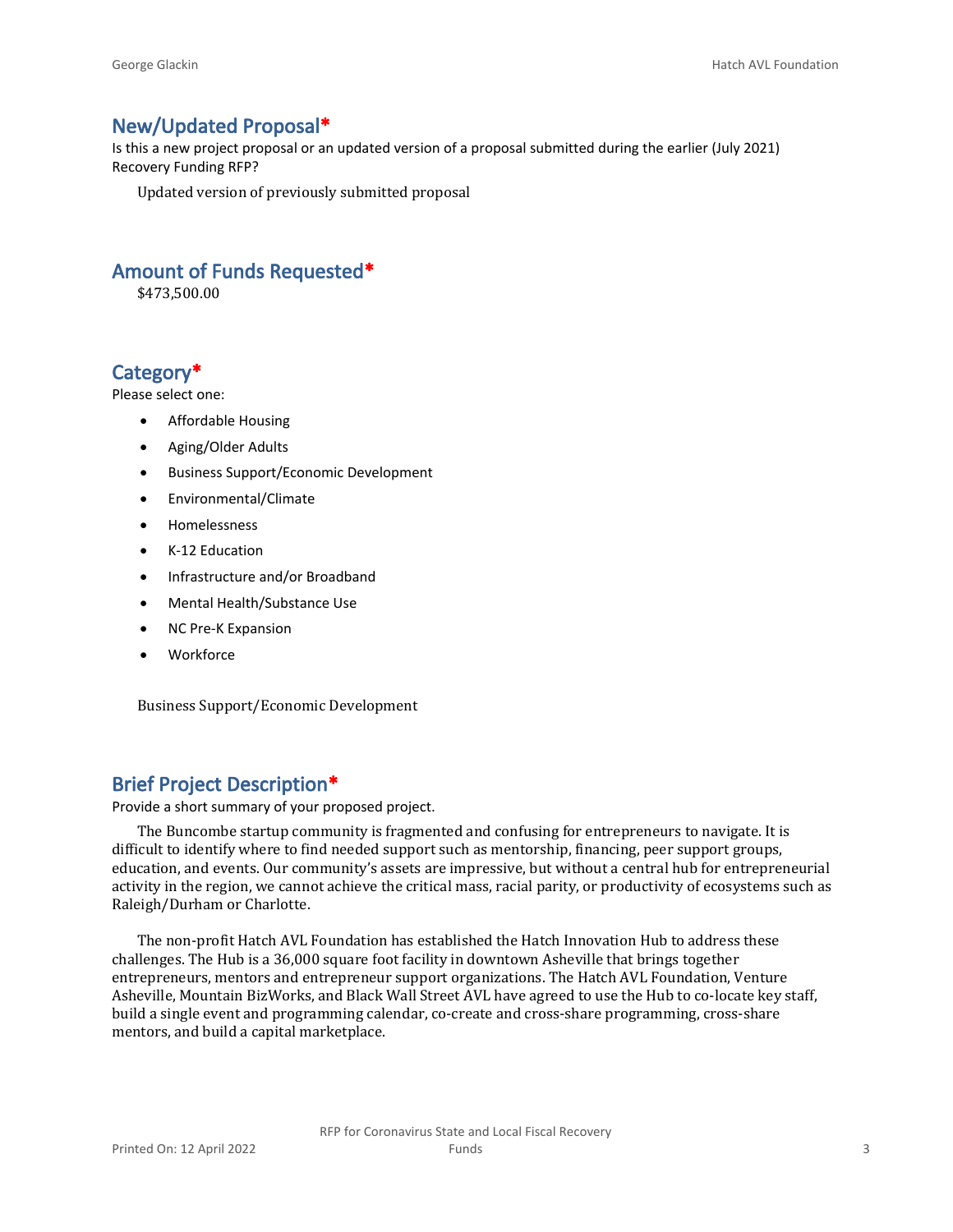## New/Updated Proposal*

Is this a new project proposal or an updated version of a proposal submitted during the earlier (July 2021) Recovery Funding RFP?

Updated version of previously submitted proposal

## Amount of Funds Requested*

$473,500.00

## Category*

Please select one:

- Affordable Housing
- Aging/Older Adults
- Business Support/Economic Development
- Environmental/Climate
- Homelessness
- K-12 Education
- Infrastructure and/or Broadband
- Mental Health/Substance Use
- NC Pre-K Expansion
- Workforce

Business Support/Economic Development

## Brief Project Description*

Provide a short summary of your proposed project.

The Buncombe startup community is fragmented and confusing for entrepreneurs to navigate. It is difficult to identify where to find needed support such as mentorship, financing, peer support groups, education, and events. Our community's assets are impressive, but without a central hub for entrepreneurial activity in the region, we cannot achieve the critical mass, racial parity, or productivity of ecosystems such as Raleigh/Durham or Charlotte.

The non-profit Hatch AVL Foundation has established the Hatch Innovation Hub to address these challenges. The Hub is a 36,000 square foot facility in downtown Asheville that brings together entrepreneurs, mentors and entrepreneur support organizations. The Hatch AVL Foundation, Venture Asheville, Mountain BizWorks, and Black Wall Street AVL have agreed to use the Hub to co-locate key staff, build a single event and programming calendar, co-create and cross-share programming, cross-share mentors, and build a capital marketplace.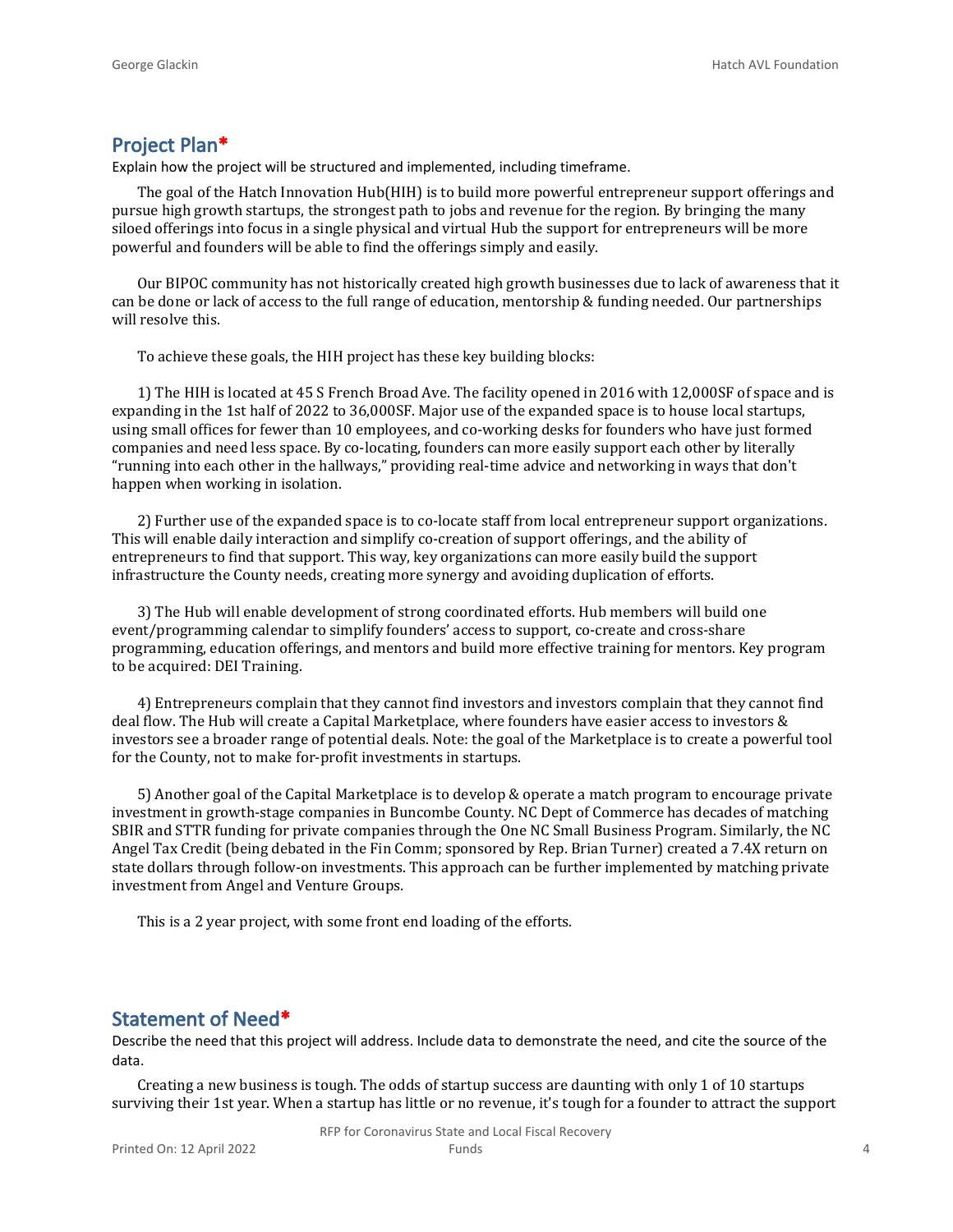## Project Plan*

Explain how the project will be structured and implemented, including timeframe.

The goal of the Hatch Innovation Hub(HIH) is to build more powerful entrepreneur support offerings and pursue high growth startups, the strongest path to jobs and revenue for the region. By bringing the many siloed offerings into focus in a single physical and virtual Hub the support for entrepreneurs will be more powerful and founders will be able to find the offerings simply and easily.

Our BIPOC community has not historically created high growth businesses due to lack of awareness that it can be done or lack of access to the full range of education, mentorship & funding needed. Our partnerships will resolve this.

To achieve these goals, the HIH project has these key building blocks:

1) The HIH is located at 45 S French Broad Ave. The facility opened in 2016 with 12,000SF of space and is expanding in the 1st half of 2022 to 36,000SF. Major use of the expanded space is to house local startups, using small offices for fewer than 10 employees, and co-working desks for founders who have just formed companies and need less space. By co-locating, founders can more easily support each other by literally "running into each other in the hallways," providing real-time advice and networking in ways that don't happen when working in isolation.

2) Further use of the expanded space is to co-locate staff from local entrepreneur support organizations. This will enable daily interaction and simplify co-creation of support offerings, and the ability of entrepreneurs to find that support. This way, key organizations can more easily build the support infrastructure the County needs, creating more synergy and avoiding duplication of efforts.

3) The Hub will enable development of strong coordinated efforts. Hub members will build one event/programming calendar to simplify founders' access to support, co-create and cross-share programming, education offerings, and mentors and build more effective training for mentors. Key program to be acquired: DEI Training.

4) Entrepreneurs complain that they cannot find investors and investors complain that they cannot find deal flow. The Hub will create a Capital Marketplace, where founders have easier access to investors & investors see a broader range of potential deals. Note: the goal of the Marketplace is to create a powerful tool for the County, not to make for-profit investments in startups.

5) Another goal of the Capital Marketplace is to develop & operate a match program to encourage private investment in growth-stage companies in Buncombe County. NC Dept of Commerce has decades of matching SBIR and STTR funding for private companies through the One NC Small Business Program. Similarly, the NC Angel Tax Credit (being debated in the Fin Comm; sponsored by Rep. Brian Turner) created a 7.4X return on state dollars through follow-on investments. This approach can be further implemented by matching private investment from Angel and Venture Groups.

This is a 2 year project, with some front end loading of the efforts.

## Statement of Need*

Describe the need that this project will address. Include data to demonstrate the need, and cite the source of the data.

Creating a new business is tough. The odds of startup success are daunting with only 1 of 10 startups surviving their 1st year. When a startup has little or no revenue, it's tough for a founder to attract the support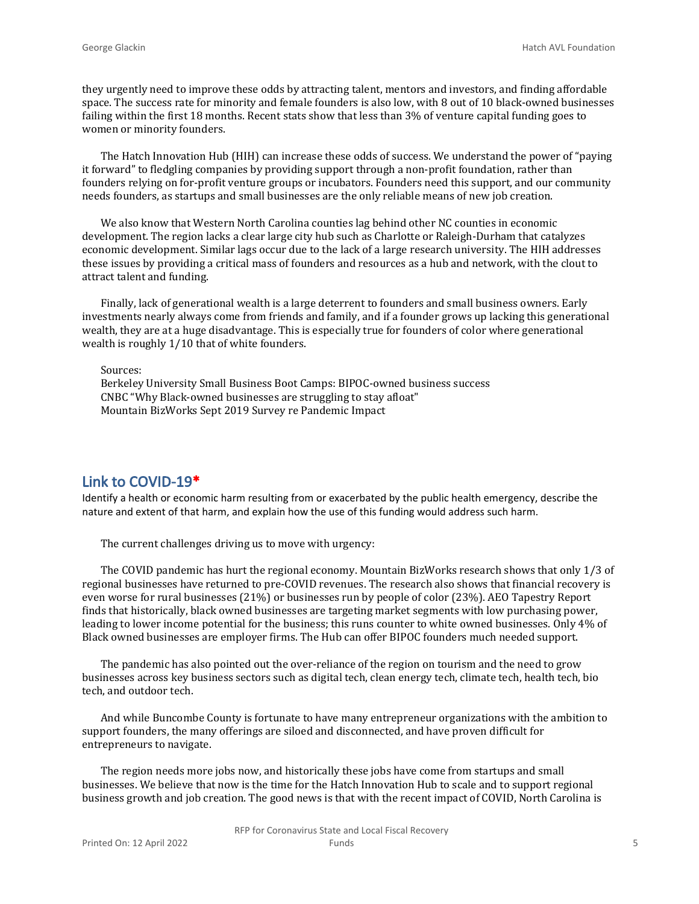they urgently need to improve these odds by attracting talent, mentors and investors, and finding affordable space. The success rate for minority and female founders is also low, with 8 out of 10 black-owned businesses failing within the first 18 months. Recent stats show that less than 3% of venture capital funding goes to women or minority founders.

The Hatch Innovation Hub (HIH) can increase these odds of success. We understand the power of "paying it forward" to fledgling companies by providing support through a non-profit foundation, rather than founders relying on for-profit venture groups or incubators. Founders need this support, and our community needs founders, as startups and small businesses are the only reliable means of new job creation.

We also know that Western North Carolina counties lag behind other NC counties in economic development. The region lacks a clear large city hub such as Charlotte or Raleigh-Durham that catalyzes economic development. Similar lags occur due to the lack of a large research university. The HIH addresses these issues by providing a critical mass of founders and resources as a hub and network, with the clout to attract talent and funding.

Finally, lack of generational wealth is a large deterrent to founders and small business owners. Early investments nearly always come from friends and family, and if a founder grows up lacking this generational wealth, they are at a huge disadvantage. This is especially true for founders of color where generational wealth is roughly 1/10 that of white founders.

Sources:
Berkeley University Small Business Boot Camps: BIPOC-owned business success
CNBC "Why Black-owned businesses are struggling to stay afloat"
Mountain BizWorks Sept 2019 Survey re Pandemic Impact

## Link to COVID-19*

Identify a health or economic harm resulting from or exacerbated by the public health emergency, describe the nature and extent of that harm, and explain how the use of this funding would address such harm.

The current challenges driving us to move with urgency:

The COVID pandemic has hurt the regional economy. Mountain BizWorks research shows that only 1/3 of regional businesses have returned to pre-COVID revenues. The research also shows that financial recovery is even worse for rural businesses (21%) or businesses run by people of color (23%). AEO Tapestry Report finds that historically, black owned businesses are targeting market segments with low purchasing power, leading to lower income potential for the business; this runs counter to white owned businesses. Only 4% of Black owned businesses are employer firms. The Hub can offer BIPOC founders much needed support.

The pandemic has also pointed out the over-reliance of the region on tourism and the need to grow businesses across key business sectors such as digital tech, clean energy tech, climate tech, health tech, bio tech, and outdoor tech.

And while Buncombe County is fortunate to have many entrepreneur organizations with the ambition to support founders, the many offerings are siloed and disconnected, and have proven difficult for entrepreneurs to navigate.

The region needs more jobs now, and historically these jobs have come from startups and small businesses. We believe that now is the time for the Hatch Innovation Hub to scale and to support regional business growth and job creation. The good news is that with the recent impact of COVID, North Carolina is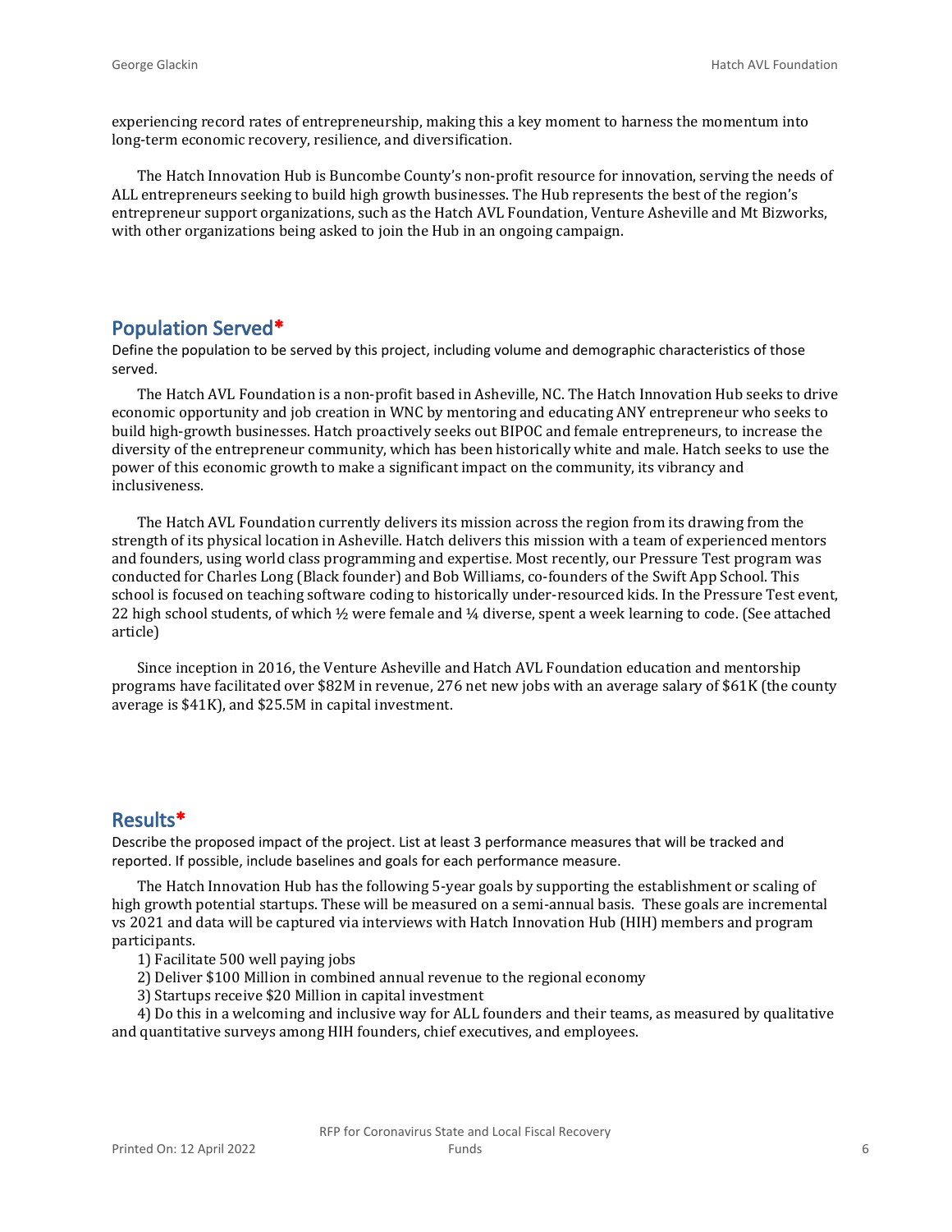experiencing record rates of entrepreneurship, making this a key moment to harness the momentum into long-term economic recovery, resilience, and diversification.

The Hatch Innovation Hub is Buncombe County's non-profit resource for innovation, serving the needs of ALL entrepreneurs seeking to build high growth businesses. The Hub represents the best of the region's entrepreneur support organizations, such as the Hatch AVL Foundation, Venture Asheville and Mt Bizworks, with other organizations being asked to join the Hub in an ongoing campaign.

## Population Served*

Define the population to be served by this project, including volume and demographic characteristics of those served.

The Hatch AVL Foundation is a non-profit based in Asheville, NC. The Hatch Innovation Hub seeks to drive economic opportunity and job creation in WNC by mentoring and educating ANY entrepreneur who seeks to build high-growth businesses. Hatch proactively seeks out BIPOC and female entrepreneurs, to increase the diversity of the entrepreneur community, which has been historically white and male. Hatch seeks to use the power of this economic growth to make a significant impact on the community, its vibrancy and inclusiveness.

The Hatch AVL Foundation currently delivers its mission across the region from its drawing from the strength of its physical location in Asheville. Hatch delivers this mission with a team of experienced mentors and founders, using world class programming and expertise. Most recently, our Pressure Test program was conducted for Charles Long (Black founder) and Bob Williams, co-founders of the Swift App School. This school is focused on teaching software coding to historically under-resourced kids. In the Pressure Test event, 22 high school students, of which ½ were female and ¼ diverse, spent a week learning to code. (See attached article)

Since inception in 2016, the Venture Asheville and Hatch AVL Foundation education and mentorship programs have facilitated over $82M in revenue, 276 net new jobs with an average salary of $61K (the county average is $41K), and $25.5M in capital investment.

## Results*

Describe the proposed impact of the project. List at least 3 performance measures that will be tracked and reported. If possible, include baselines and goals for each performance measure.

The Hatch Innovation Hub has the following 5-year goals by supporting the establishment or scaling of high growth potential startups. These will be measured on a semi-annual basis. These goals are incremental vs 2021 and data will be captured via interviews with Hatch Innovation Hub (HIH) members and program participants.

1) Facilitate 500 well paying jobs
2) Deliver $100 Million in combined annual revenue to the regional economy
3) Startups receive $20 Million in capital investment
4) Do this in a welcoming and inclusive way for ALL founders and their teams, as measured by qualitative and quantitative surveys among HIH founders, chief executives, and employees.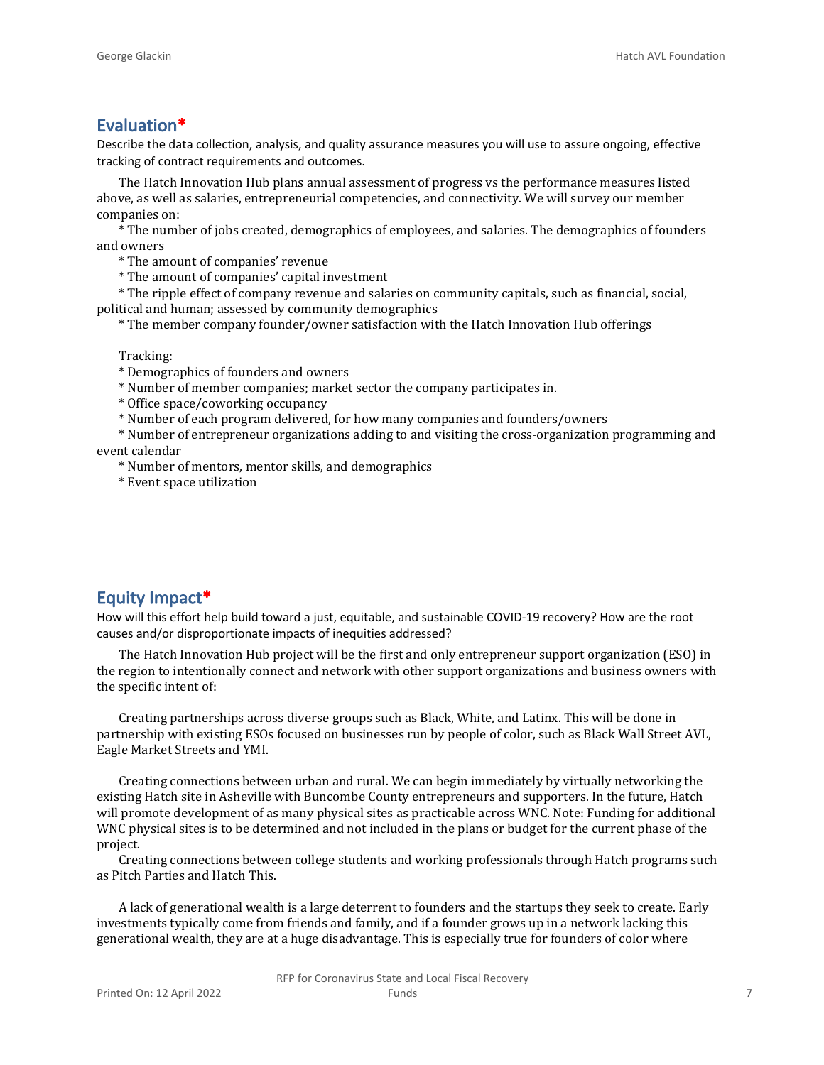## Evaluation*

Describe the data collection, analysis, and quality assurance measures you will use to assure ongoing, effective tracking of contract requirements and outcomes.

The Hatch Innovation Hub plans annual assessment of progress vs the performance measures listed above, as well as salaries, entrepreneurial competencies, and connectivity. We will survey our member companies on:

* The number of jobs created, demographics of employees, and salaries. The demographics of founders and owners
* The amount of companies' revenue
* The amount of companies' capital investment
* The ripple effect of company revenue and salaries on community capitals, such as financial, social, political and human; assessed by community demographics
* The member company founder/owner satisfaction with the Hatch Innovation Hub offerings

Tracking:

* Demographics of founders and owners
* Number of member companies; market sector the company participates in.
* Office space/coworking occupancy
* Number of each program delivered, for how many companies and founders/owners
* Number of entrepreneur organizations adding to and visiting the cross-organization programming and event calendar
* Number of mentors, mentor skills, and demographics
* Event space utilization

## Equity Impact*

How will this effort help build toward a just, equitable, and sustainable COVID-19 recovery? How are the root causes and/or disproportionate impacts of inequities addressed?

The Hatch Innovation Hub project will be the first and only entrepreneur support organization (ESO) in the region to intentionally connect and network with other support organizations and business owners with the specific intent of:

Creating partnerships across diverse groups such as Black, White, and Latinx. This will be done in partnership with existing ESOs focused on businesses run by people of color, such as Black Wall Street AVL, Eagle Market Streets and YMI.

Creating connections between urban and rural. We can begin immediately by virtually networking the existing Hatch site in Asheville with Buncombe County entrepreneurs and supporters. In the future, Hatch will promote development of as many physical sites as practicable across WNC. Note: Funding for additional WNC physical sites is to be determined and not included in the plans or budget for the current phase of the project.

Creating connections between college students and working professionals through Hatch programs such as Pitch Parties and Hatch This.

A lack of generational wealth is a large deterrent to founders and the startups they seek to create. Early investments typically come from friends and family, and if a founder grows up in a network lacking this generational wealth, they are at a huge disadvantage. This is especially true for founders of color where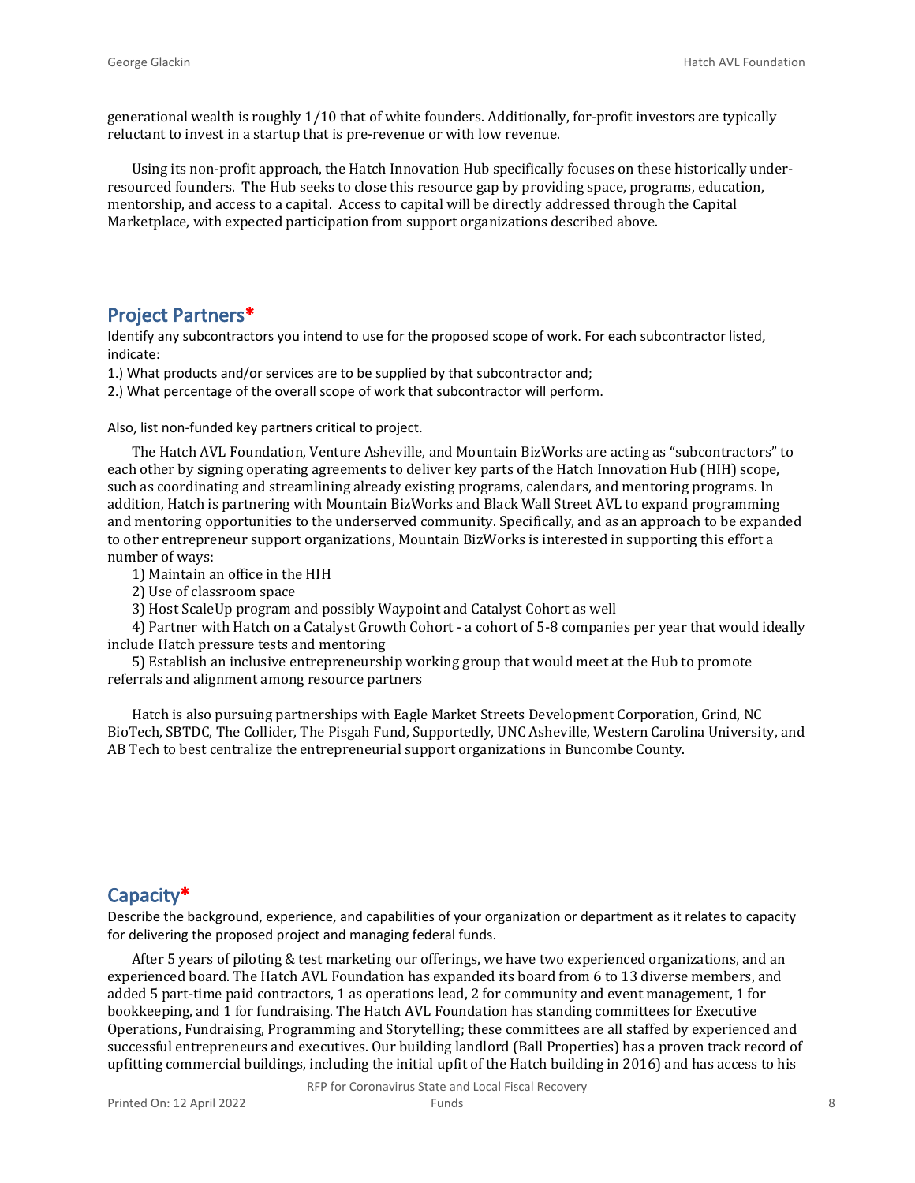generational wealth is roughly 1/10 that of white founders. Additionally, for-profit investors are typically reluctant to invest in a startup that is pre-revenue or with low revenue.

Using its non-profit approach, the Hatch Innovation Hub specifically focuses on these historically under-resourced founders. The Hub seeks to close this resource gap by providing space, programs, education, mentorship, and access to a capital. Access to capital will be directly addressed through the Capital Marketplace, with expected participation from support organizations described above.

## Project Partners*

Identify any subcontractors you intend to use for the proposed scope of work. For each subcontractor listed, indicate:

1.) What products and/or services are to be supplied by that subcontractor and;

2.) What percentage of the overall scope of work that subcontractor will perform.

Also, list non-funded key partners critical to project.

The Hatch AVL Foundation, Venture Asheville, and Mountain BizWorks are acting as "subcontractors" to each other by signing operating agreements to deliver key parts of the Hatch Innovation Hub (HIH) scope, such as coordinating and streamlining already existing programs, calendars, and mentoring programs. In addition, Hatch is partnering with Mountain BizWorks and Black Wall Street AVL to expand programming and mentoring opportunities to the underserved community. Specifically, and as an approach to be expanded to other entrepreneur support organizations, Mountain BizWorks is interested in supporting this effort a number of ways:

1) Maintain an office in the HIH

2) Use of classroom space

3) Host ScaleUp program and possibly Waypoint and Catalyst Cohort as well

4) Partner with Hatch on a Catalyst Growth Cohort - a cohort of 5-8 companies per year that would ideally include Hatch pressure tests and mentoring

5) Establish an inclusive entrepreneurship working group that would meet at the Hub to promote referrals and alignment among resource partners

Hatch is also pursuing partnerships with Eagle Market Streets Development Corporation, Grind, NC BioTech, SBTDC, The Collider, The Pisgah Fund, Supportedly, UNC Asheville, Western Carolina University, and AB Tech to best centralize the entrepreneurial support organizations in Buncombe County.

## Capacity*

Describe the background, experience, and capabilities of your organization or department as it relates to capacity for delivering the proposed project and managing federal funds.

After 5 years of piloting & test marketing our offerings, we have two experienced organizations, and an experienced board. The Hatch AVL Foundation has expanded its board from 6 to 13 diverse members, and added 5 part-time paid contractors, 1 as operations lead, 2 for community and event management, 1 for bookkeeping, and 1 for fundraising. The Hatch AVL Foundation has standing committees for Executive Operations, Fundraising, Programming and Storytelling; these committees are all staffed by experienced and successful entrepreneurs and executives. Our building landlord (Ball Properties) has a proven track record of upfitting commercial buildings, including the initial upfit of the Hatch building in 2016) and has access to his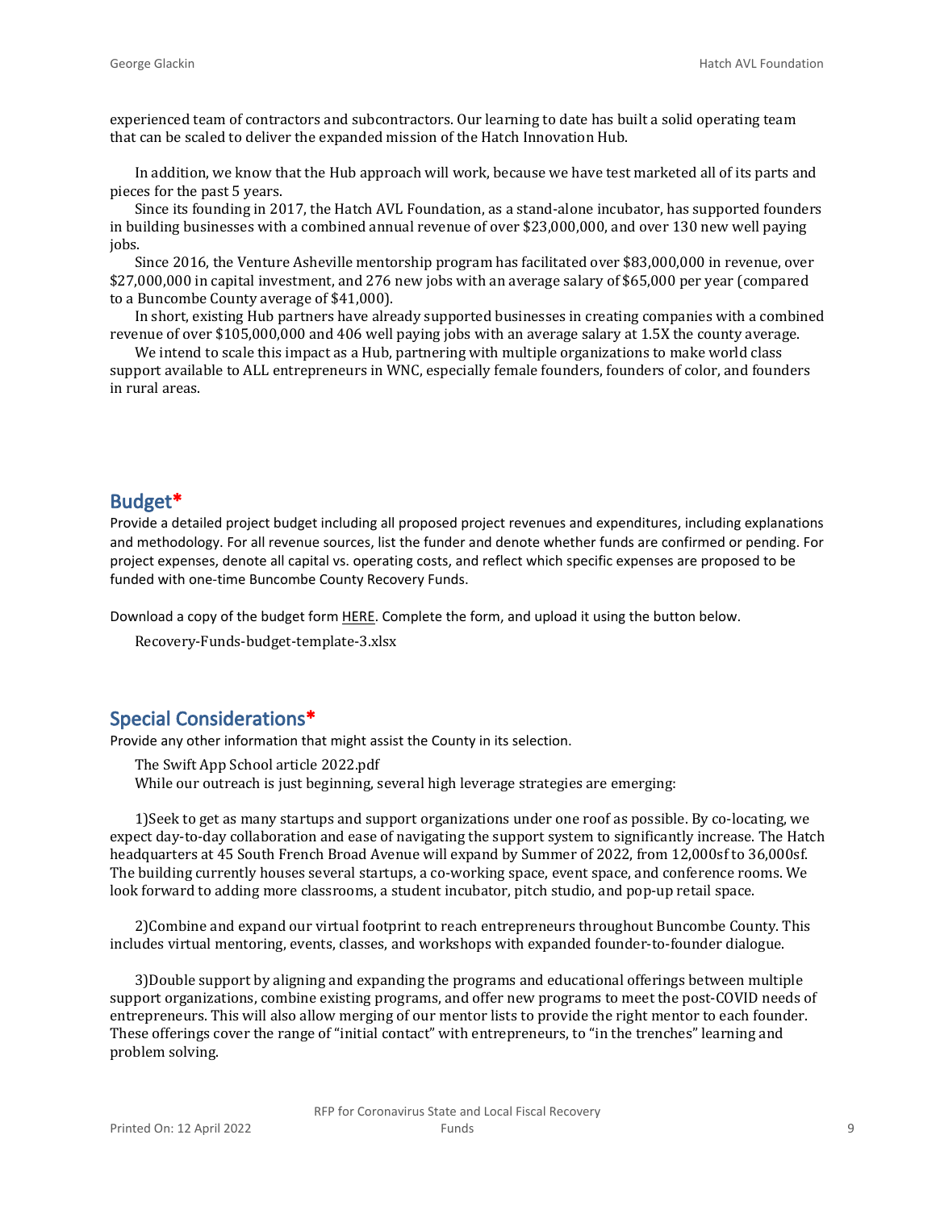experienced team of contractors and subcontractors. Our learning to date has built a solid operating team that can be scaled to deliver the expanded mission of the Hatch Innovation Hub.

In addition, we know that the Hub approach will work, because we have test marketed all of its parts and pieces for the past 5 years.

Since its founding in 2017, the Hatch AVL Foundation, as a stand-alone incubator, has supported founders in building businesses with a combined annual revenue of over $23,000,000, and over 130 new well paying jobs.

Since 2016, the Venture Asheville mentorship program has facilitated over $83,000,000 in revenue, over $27,000,000 in capital investment, and 276 new jobs with an average salary of $65,000 per year (compared to a Buncombe County average of $41,000).

In short, existing Hub partners have already supported businesses in creating companies with a combined revenue of over $105,000,000 and 406 well paying jobs with an average salary at 1.5X the county average.

We intend to scale this impact as a Hub, partnering with multiple organizations to make world class support available to ALL entrepreneurs in WNC, especially female founders, founders of color, and founders in rural areas.

## Budget*

Provide a detailed project budget including all proposed project revenues and expenditures, including explanations and methodology. For all revenue sources, list the funder and denote whether funds are confirmed or pending. For project expenses, denote all capital vs. operating costs, and reflect which specific expenses are proposed to be funded with one-time Buncombe County Recovery Funds.

Download a copy of the budget form HERE. Complete the form, and upload it using the button below.

Recovery-Funds-budget-template-3.xlsx

## Special Considerations*

Provide any other information that might assist the County in its selection.

The Swift App School article 2022.pdf

While our outreach is just beginning, several high leverage strategies are emerging:

1)Seek to get as many startups and support organizations under one roof as possible. By co-locating, we expect day-to-day collaboration and ease of navigating the support system to significantly increase. The Hatch headquarters at 45 South French Broad Avenue will expand by Summer of 2022, from 12,000sf to 36,000sf. The building currently houses several startups, a co-working space, event space, and conference rooms. We look forward to adding more classrooms, a student incubator, pitch studio, and pop-up retail space.

2)Combine and expand our virtual footprint to reach entrepreneurs throughout Buncombe County. This includes virtual mentoring, events, classes, and workshops with expanded founder-to-founder dialogue.

3)Double support by aligning and expanding the programs and educational offerings between multiple support organizations, combine existing programs, and offer new programs to meet the post-COVID needs of entrepreneurs. This will also allow merging of our mentor lists to provide the right mentor to each founder. These offerings cover the range of "initial contact" with entrepreneurs, to "in the trenches" learning and problem solving.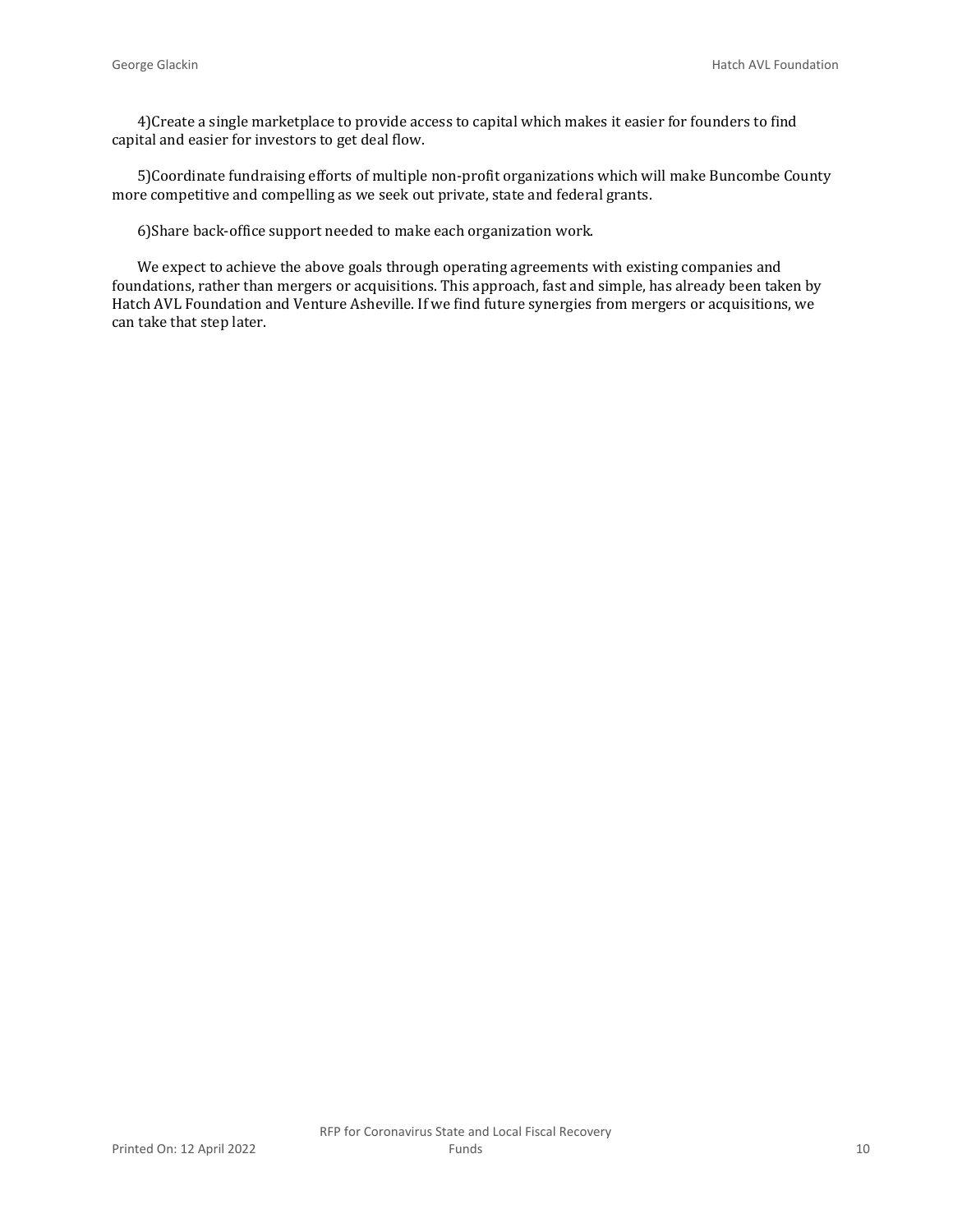4)Create a single marketplace to provide access to capital which makes it easier for founders to find capital and easier for investors to get deal flow.

5)Coordinate fundraising efforts of multiple non-profit organizations which will make Buncombe County more competitive and compelling as we seek out private, state and federal grants.

6)Share back-office support needed to make each organization work.

We expect to achieve the above goals through operating agreements with existing companies and foundations, rather than mergers or acquisitions. This approach, fast and simple, has already been taken by Hatch AVL Foundation and Venture Asheville. If we find future synergies from mergers or acquisitions, we can take that step later.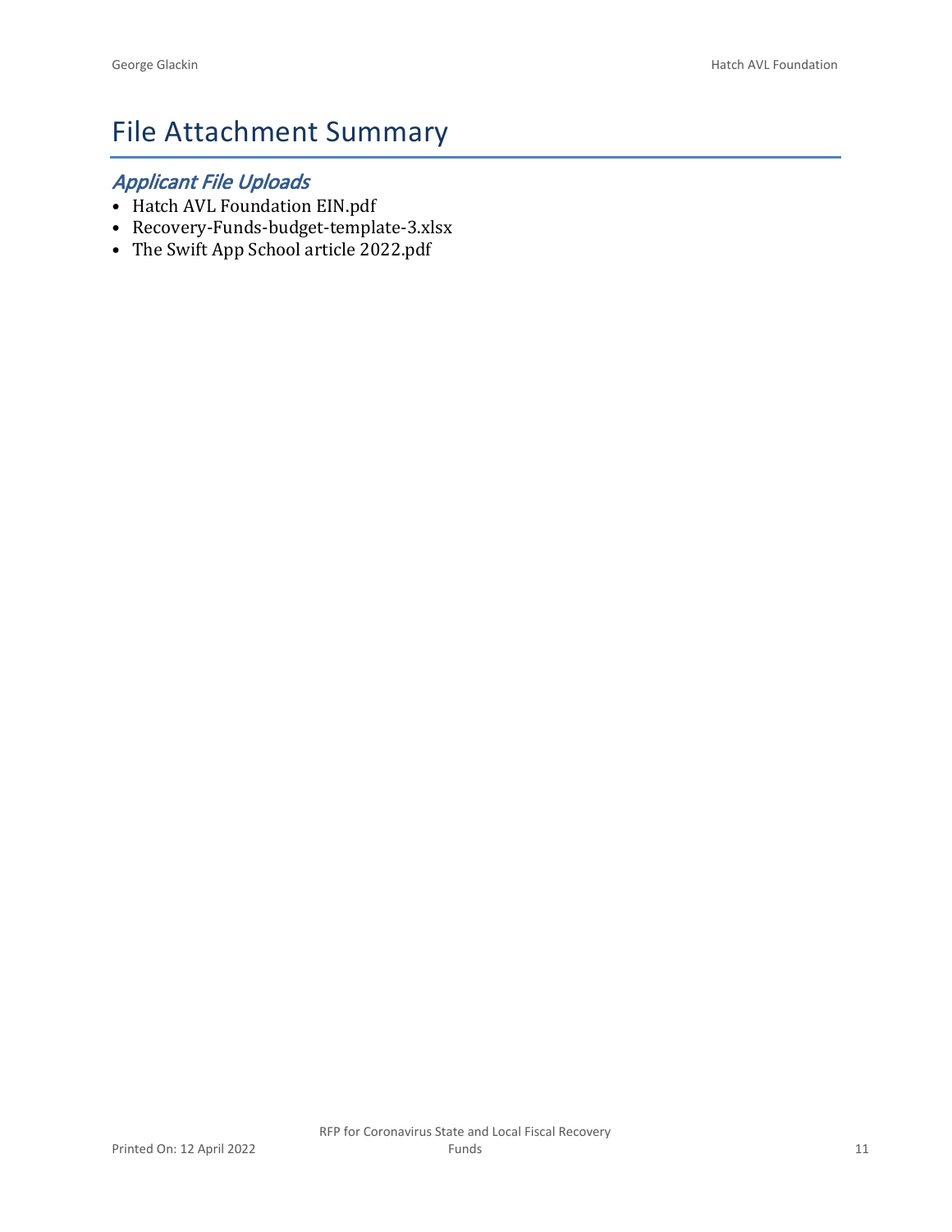# File Attachment Summary

## *Applicant File Uploads*

- Hatch AVL Foundation EIN.pdf
- Recovery-Funds-budget-template-3.xlsx
- The Swift App School article 2022.pdf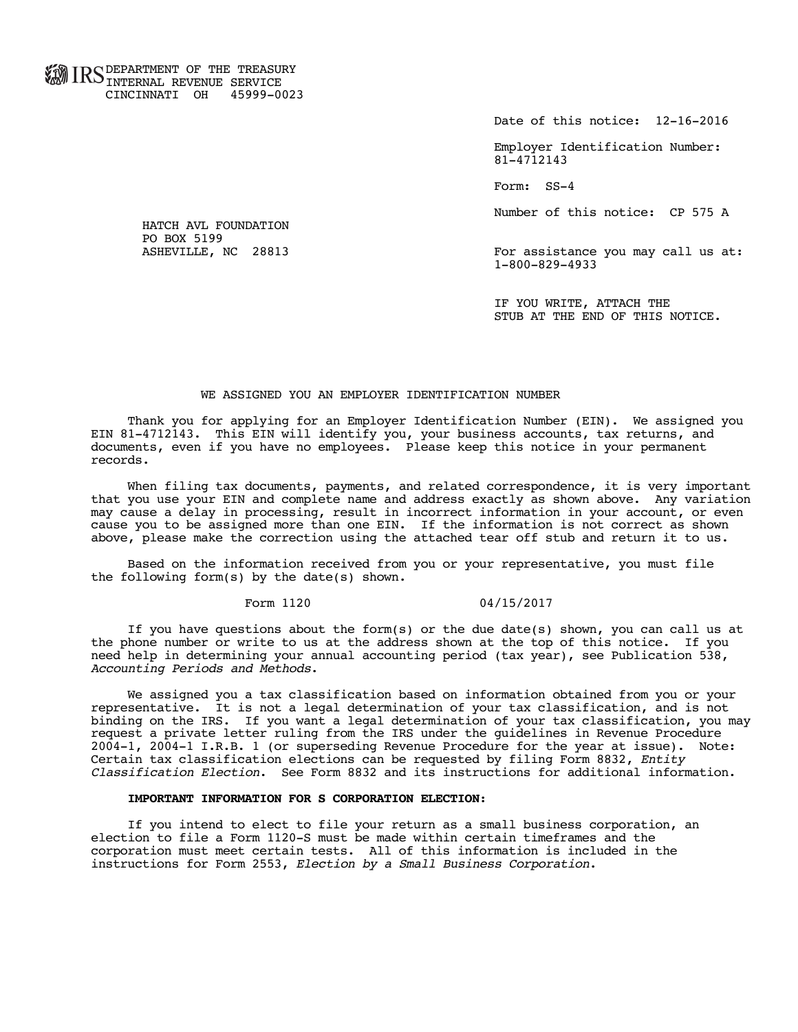IRS DEPARTMENT OF THE TREASURY
INTERNAL REVENUE SERVICE
CINCINNATI OH 45999-0023

Date of this notice: 12-16-2016

Employer Identification Number:
81-4712143

Form: SS-4

Number of this notice: CP 575 A

HATCH AVL FOUNDATION
PO BOX 5199
ASHEVILLE, NC 28813

For assistance you may call us at:
1-800-829-4933

IF YOU WRITE, ATTACH THE
STUB AT THE END OF THIS NOTICE.

## WE ASSIGNED YOU AN EMPLOYER IDENTIFICATION NUMBER

Thank you for applying for an Employer Identification Number (EIN). We assigned you EIN 81-4712143. This EIN will identify you, your business accounts, tax returns, and documents, even if you have no employees. Please keep this notice in your permanent records.

When filing tax documents, payments, and related correspondence, it is very important that you use your EIN and complete name and address exactly as shown above. Any variation may cause a delay in processing, result in incorrect information in your account, or even cause you to be assigned more than one EIN. If the information is not correct as shown above, please make the correction using the attached tear off stub and return it to us.

Based on the information received from you or your representative, you must file the following form(s) by the date(s) shown.

Form 1120 04/15/2017

If you have questions about the form(s) or the due date(s) shown, you can call us at the phone number or write to us at the address shown at the top of this notice. If you need help in determining your annual accounting period (tax year), see Publication 538, *Accounting Periods and Methods*.

We assigned you a tax classification based on information obtained from you or your representative. It is not a legal determination of your tax classification, and is not binding on the IRS. If you want a legal determination of your tax classification, you may request a private letter ruling from the IRS under the guidelines in Revenue Procedure 2004-1, 2004-1 I.R.B. 1 (or superseding Revenue Procedure for the year at issue). Note: Certain tax classification elections can be requested by filing Form 8832, *Entity Classification Election*. See Form 8832 and its instructions for additional information.

**IMPORTANT INFORMATION FOR S CORPORATION ELECTION:**

If you intend to elect to file your return as a small business corporation, an election to file a Form 1120-S must be made within certain timeframes and the corporation must meet certain tests. All of this information is included in the instructions for Form 2553, *Election by a Small Business Corporation*.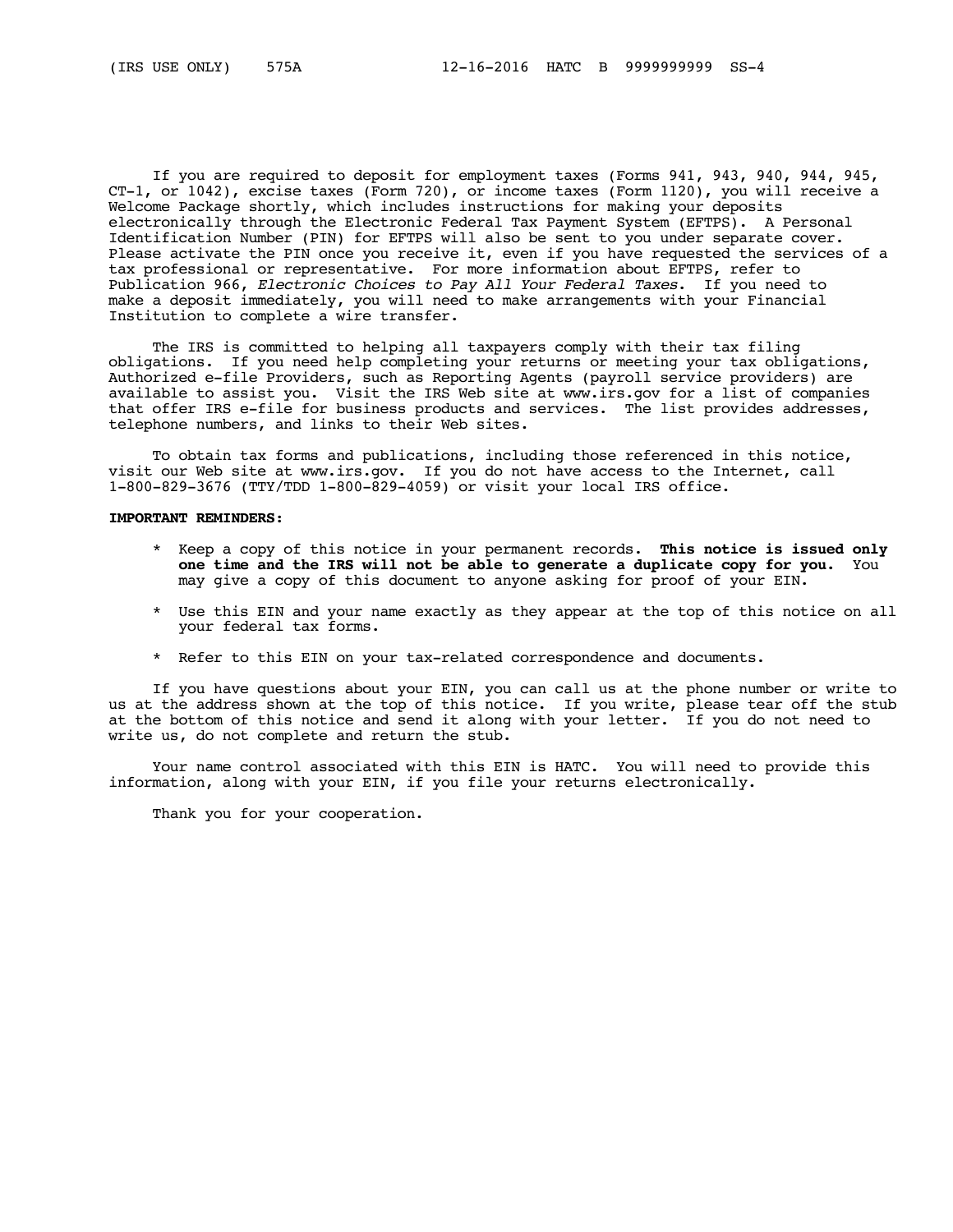(IRS USE ONLY) 575A 12-16-2016 HATC B 9999999999 SS-4

If you are required to deposit for employment taxes (Forms 941, 943, 940, 944, 945, CT-1, or 1042), excise taxes (Form 720), or income taxes (Form 1120), you will receive a Welcome Package shortly, which includes instructions for making your deposits electronically through the Electronic Federal Tax Payment System (EFTPS). A Personal Identification Number (PIN) for EFTPS will also be sent to you under separate cover. Please activate the PIN once you receive it, even if you have requested the services of a tax professional or representative. For more information about EFTPS, refer to Publication 966, *Electronic Choices to Pay All Your Federal Taxes*. If you need to make a deposit immediately, you will need to make arrangements with your Financial Institution to complete a wire transfer.

The IRS is committed to helping all taxpayers comply with their tax filing obligations. If you need help completing your returns or meeting your tax obligations, Authorized e-file Providers, such as Reporting Agents (payroll service providers) are available to assist you. Visit the IRS Web site at www.irs.gov for a list of companies that offer IRS e-file for business products and services. The list provides addresses, telephone numbers, and links to their Web sites.

To obtain tax forms and publications, including those referenced in this notice, visit our Web site at www.irs.gov. If you do not have access to the Internet, call 1-800-829-3676 (TTY/TDD 1-800-829-4059) or visit your local IRS office.

**IMPORTANT REMINDERS:**

* Keep a copy of this notice in your permanent records. **This notice is issued only one time and the IRS will not be able to generate a duplicate copy for you.** You may give a copy of this document to anyone asking for proof of your EIN.

* Use this EIN and your name exactly as they appear at the top of this notice on all your federal tax forms.

* Refer to this EIN on your tax-related correspondence and documents.

If you have questions about your EIN, you can call us at the phone number or write to us at the address shown at the top of this notice. If you write, please tear off the stub at the bottom of this notice and send it along with your letter. If you do not need to write us, do not complete and return the stub.

Your name control associated with this EIN is HATC. You will need to provide this information, along with your EIN, if you file your returns electronically.

Thank you for your cooperation.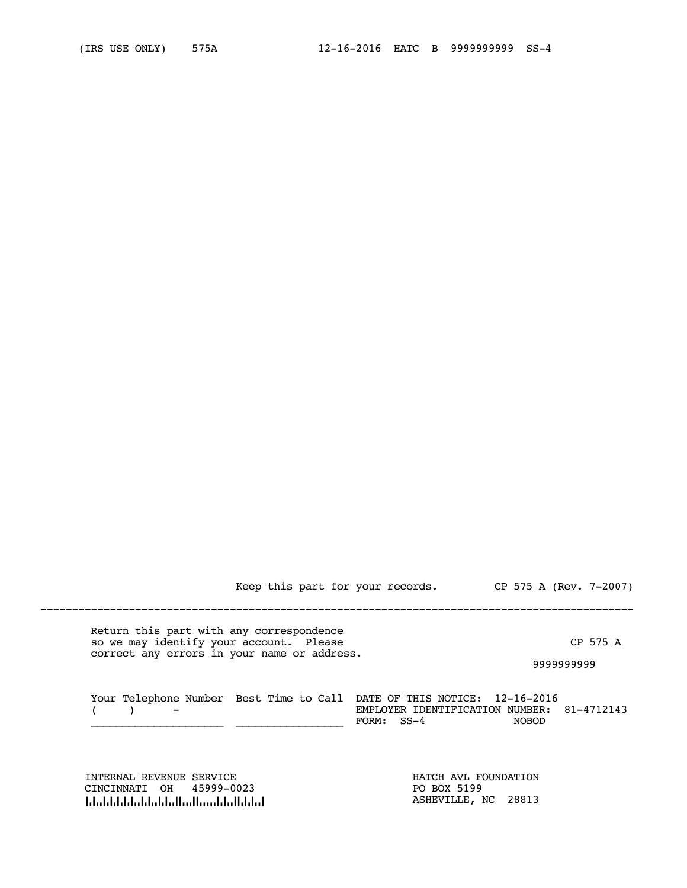(IRS USE ONLY) 575A 12-16-2016 HATC B 9999999999 SS-4

Keep this part for your records. CP 575 A (Rev. 7-2007)

---

Return this part with any correspondence so we may identify your account. Please correct any errors in your name or address.

CP 575 A

9999999999

| Your Telephone Number | Best Time to Call | |
|---|---|---|
| ( ) - | | DATE OF THIS NOTICE: 12-16-2016 |
| ___________________ | _______________ | EMPLOYER IDENTIFICATION NUMBER: 81-4712143 |
| | | FORM: SS-4 NOBOD |

INTERNAL REVENUE SERVICE
CINCINNATI OH 45999-0023

HATCH AVL FOUNDATION
PO BOX 5199
ASHEVILLE, NC 28813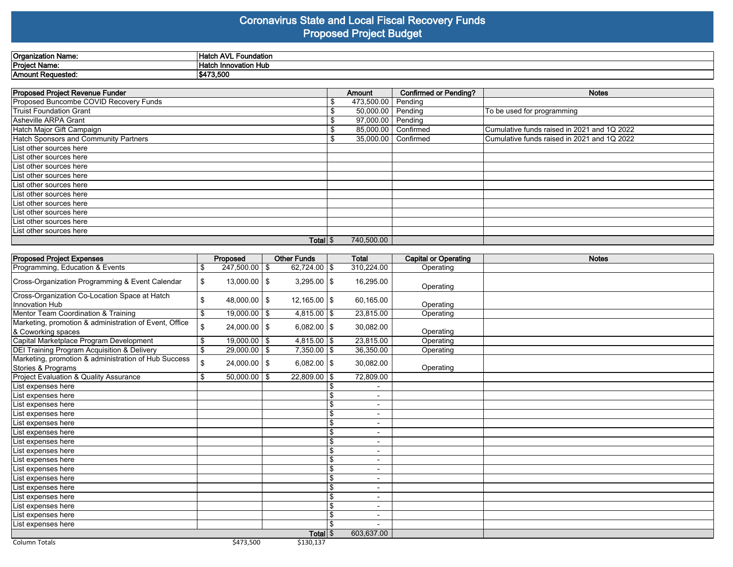# Coronavirus State and Local Fiscal Recovery Funds
## Proposed Project Budget

| | |
|---|---|
| **Organization Name:** | **Hatch AVL Foundation** |
| **Project Name:** | **Hatch Innovation Hub** |
| **Amount Requested:** | **$473,500** |

| Proposed Project Revenue Funder | Amount | Confirmed or Pending? | Notes |
|---|---|---|---|
| Proposed Buncombe COVID Recovery Funds | $ 473,500.00 | Pending | |
| Truist Foundation Grant | $ 50,000.00 | Pending | To be used for programming |
| Asheville ARPA Grant | $ 97,000.00 | Pending | |
| Hatch Major Gift Campaign | $ 85,000.00 | Confirmed | Cumulative funds raised in 2021 and 1Q 2022 |
| Hatch Sponsors and Community Partners | $ 35,000.00 | Confirmed | Cumulative funds raised in 2021 and 1Q 2022 |
| List other sources here | | | |
| List other sources here | | | |
| List other sources here | | | |
| List other sources here | | | |
| List other sources here | | | |
| List other sources here | | | |
| List other sources here | | | |
| List other sources here | | | |
| List other sources here | | | |
| List other sources here | | | |
| **Total** | $ 740,500.00 | | |

| Proposed Project Expenses | Proposed | Other Funds | Total | Capital or Operating | Notes |
|---|---|---|---|---|---|
| Programming, Education & Events | $ 247,500.00 | $ 62,724.00 | $ 310,224.00 | Operating | |
| Cross-Organization Programming & Event Calendar | $ 13,000.00 | $ 3,295.00 | $ 16,295.00 | Operating | |
| Cross-Organization Co-Location Space at Hatch Innovation Hub | $ 48,000.00 | $ 12,165.00 | $ 60,165.00 | Operating | |
| Mentor Team Coordination & Training | $ 19,000.00 | $ 4,815.00 | $ 23,815.00 | Operating | |
| Marketing, promotion & administration of Event, Office & Coworking spaces | $ 24,000.00 | $ 6,082.00 | $ 30,082.00 | Operating | |
| Capital Marketplace Program Development | $ 19,000.00 | $ 4,815.00 | $ 23,815.00 | Operating | |
| DEI Training Program Acquisition & Delivery | $ 29,000.00 | $ 7,350.00 | $ 36,350.00 | Operating | |
| Marketing, promotion & administration of Hub Success Stories & Programs | $ 24,000.00 | $ 6,082.00 | $ 30,082.00 | Operating | |
| Project Evaluation & Quality Assurance | $ 50,000.00 | $ 22,809.00 | $ 72,809.00 | | |
| List expenses here | | | $ - | | |
| List expenses here | | | $ - | | |
| List expenses here | | | $ - | | |
| List expenses here | | | $ - | | |
| List expenses here | | | $ - | | |
| List expenses here | | | $ - | | |
| List expenses here | | | $ - | | |
| List expenses here | | | $ - | | |
| List expenses here | | | $ - | | |
| List expenses here | | | $ - | | |
| List expenses here | | | $ - | | |
| List expenses here | | | $ - | | |
| List expenses here | | | $ - | | |
| List expenses here | | | $ - | | |
| List expenses here | | | $ - | | |
| List expenses here | | | $ - | | |
| **Total** | | | $ 603,637.00 | | |
| Column Totals | $473,500 | $130,137 | | | |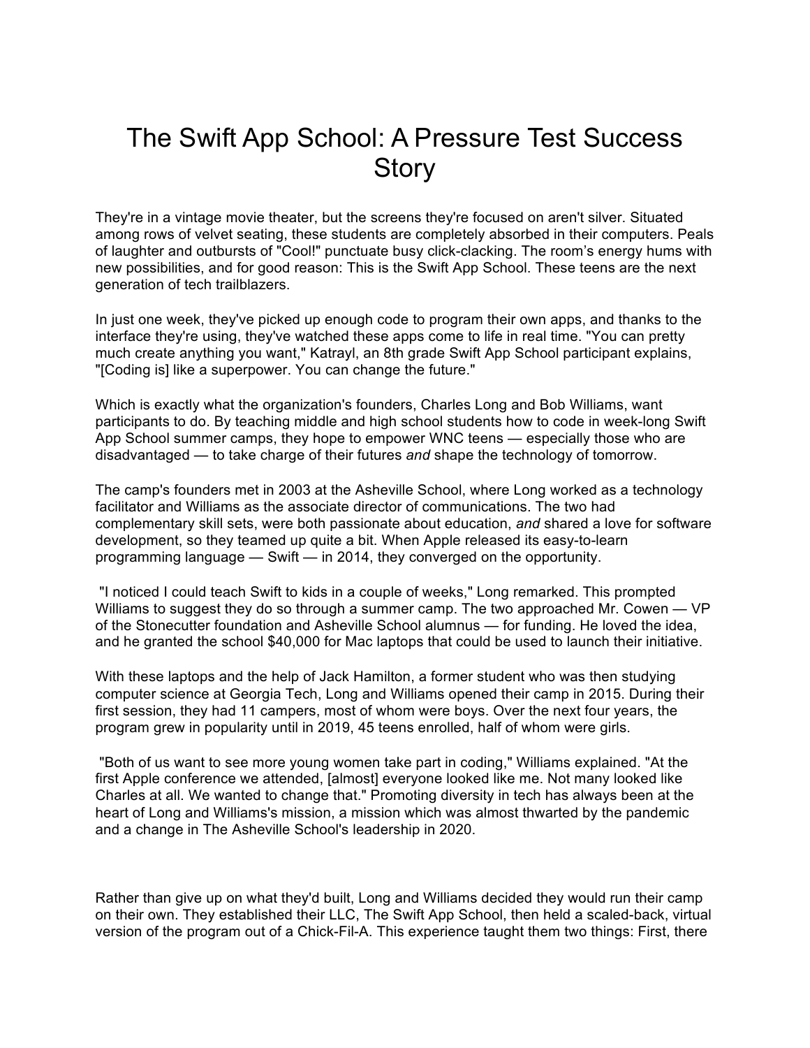# The Swift App School: A Pressure Test Success Story

They're in a vintage movie theater, but the screens they're focused on aren't silver. Situated among rows of velvet seating, these students are completely absorbed in their computers. Peals of laughter and outbursts of "Cool!" punctuate busy click-clacking. The room's energy hums with new possibilities, and for good reason: This is the Swift App School. These teens are the next generation of tech trailblazers.

In just one week, they've picked up enough code to program their own apps, and thanks to the interface they're using, they've watched these apps come to life in real time. "You can pretty much create anything you want," Katrayl, an 8th grade Swift App School participant explains, "[Coding is] like a superpower. You can change the future."

Which is exactly what the organization's founders, Charles Long and Bob Williams, want participants to do. By teaching middle and high school students how to code in week-long Swift App School summer camps, they hope to empower WNC teens — especially those who are disadvantaged — to take charge of their futures *and* shape the technology of tomorrow.

The camp's founders met in 2003 at the Asheville School, where Long worked as a technology facilitator and Williams as the associate director of communications. The two had complementary skill sets, were both passionate about education, *and* shared a love for software development, so they teamed up quite a bit. When Apple released its easy-to-learn programming language — Swift — in 2014, they converged on the opportunity.

"I noticed I could teach Swift to kids in a couple of weeks," Long remarked. This prompted Williams to suggest they do so through a summer camp. The two approached Mr. Cowen — VP of the Stonecutter foundation and Asheville School alumnus — for funding. He loved the idea, and he granted the school $40,000 for Mac laptops that could be used to launch their initiative.

With these laptops and the help of Jack Hamilton, a former student who was then studying computer science at Georgia Tech, Long and Williams opened their camp in 2015. During their first session, they had 11 campers, most of whom were boys. Over the next four years, the program grew in popularity until in 2019, 45 teens enrolled, half of whom were girls.

"Both of us want to see more young women take part in coding," Williams explained. "At the first Apple conference we attended, [almost] everyone looked like me. Not many looked like Charles at all. We wanted to change that." Promoting diversity in tech has always been at the heart of Long and Williams's mission, a mission which was almost thwarted by the pandemic and a change in The Asheville School's leadership in 2020.

Rather than give up on what they'd built, Long and Williams decided they would run their camp on their own. They established their LLC, The Swift App School, then held a scaled-back, virtual version of the program out of a Chick-Fil-A. This experience taught them two things: First, there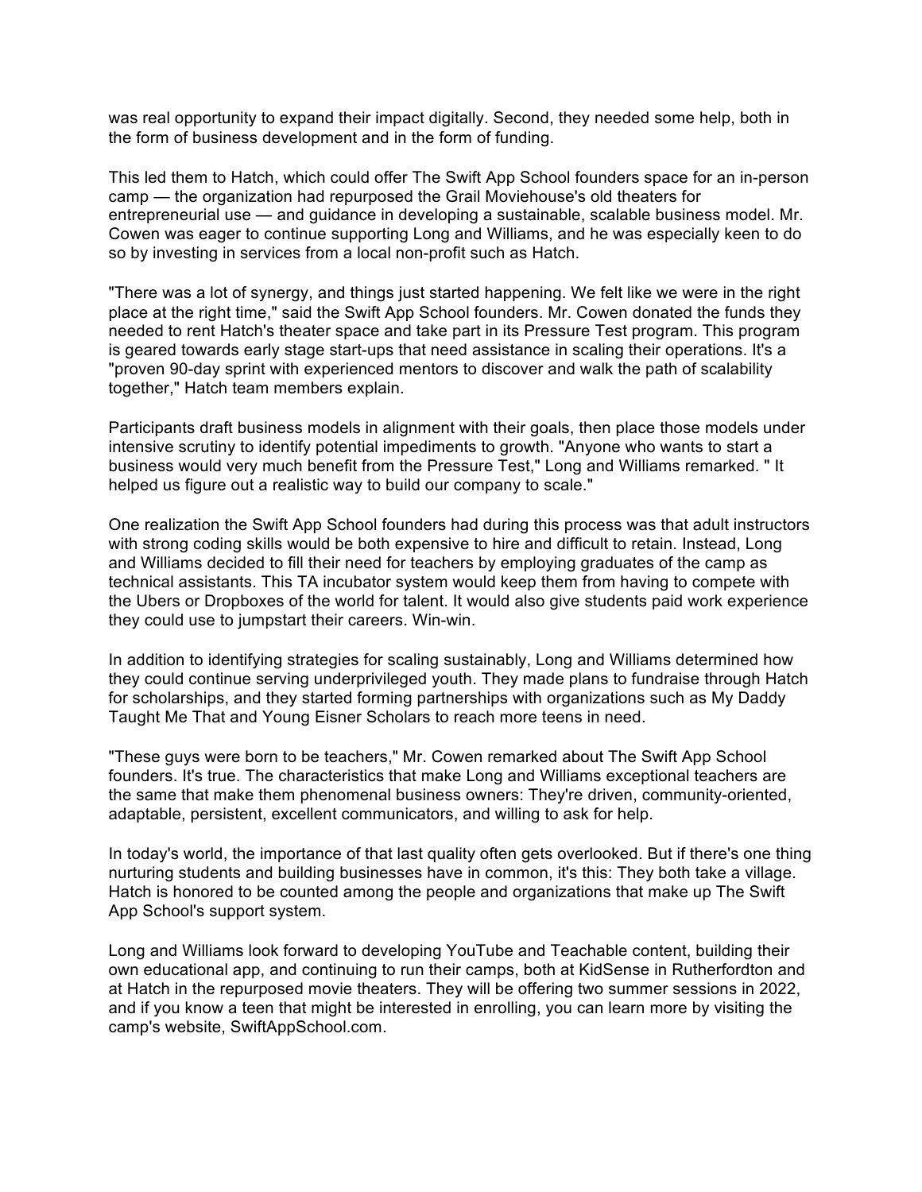was real opportunity to expand their impact digitally. Second, they needed some help, both in the form of business development and in the form of funding.

This led them to Hatch, which could offer The Swift App School founders space for an in-person camp — the organization had repurposed the Grail Moviehouse's old theaters for entrepreneurial use — and guidance in developing a sustainable, scalable business model. Mr. Cowen was eager to continue supporting Long and Williams, and he was especially keen to do so by investing in services from a local non-profit such as Hatch.

"There was a lot of synergy, and things just started happening. We felt like we were in the right place at the right time," said the Swift App School founders. Mr. Cowen donated the funds they needed to rent Hatch's theater space and take part in its Pressure Test program. This program is geared towards early stage start-ups that need assistance in scaling their operations. It's a "proven 90-day sprint with experienced mentors to discover and walk the path of scalability together," Hatch team members explain.

Participants draft business models in alignment with their goals, then place those models under intensive scrutiny to identify potential impediments to growth. "Anyone who wants to start a business would very much benefit from the Pressure Test," Long and Williams remarked. " It helped us figure out a realistic way to build our company to scale."

One realization the Swift App School founders had during this process was that adult instructors with strong coding skills would be both expensive to hire and difficult to retain. Instead, Long and Williams decided to fill their need for teachers by employing graduates of the camp as technical assistants. This TA incubator system would keep them from having to compete with the Ubers or Dropboxes of the world for talent. It would also give students paid work experience they could use to jumpstart their careers. Win-win.

In addition to identifying strategies for scaling sustainably, Long and Williams determined how they could continue serving underprivileged youth. They made plans to fundraise through Hatch for scholarships, and they started forming partnerships with organizations such as My Daddy Taught Me That and Young Eisner Scholars to reach more teens in need.

"These guys were born to be teachers," Mr. Cowen remarked about The Swift App School founders. It's true. The characteristics that make Long and Williams exceptional teachers are the same that make them phenomenal business owners: They're driven, community-oriented, adaptable, persistent, excellent communicators, and willing to ask for help.

In today's world, the importance of that last quality often gets overlooked. But if there's one thing nurturing students and building businesses have in common, it's this: They both take a village. Hatch is honored to be counted among the people and organizations that make up The Swift App School's support system.

Long and Williams look forward to developing YouTube and Teachable content, building their own educational app, and continuing to run their camps, both at KidSense in Rutherfordton and at Hatch in the repurposed movie theaters. They will be offering two summer sessions in 2022, and if you know a teen that might be interested in enrolling, you can learn more by visiting the camp's website, SwiftAppSchool.com.